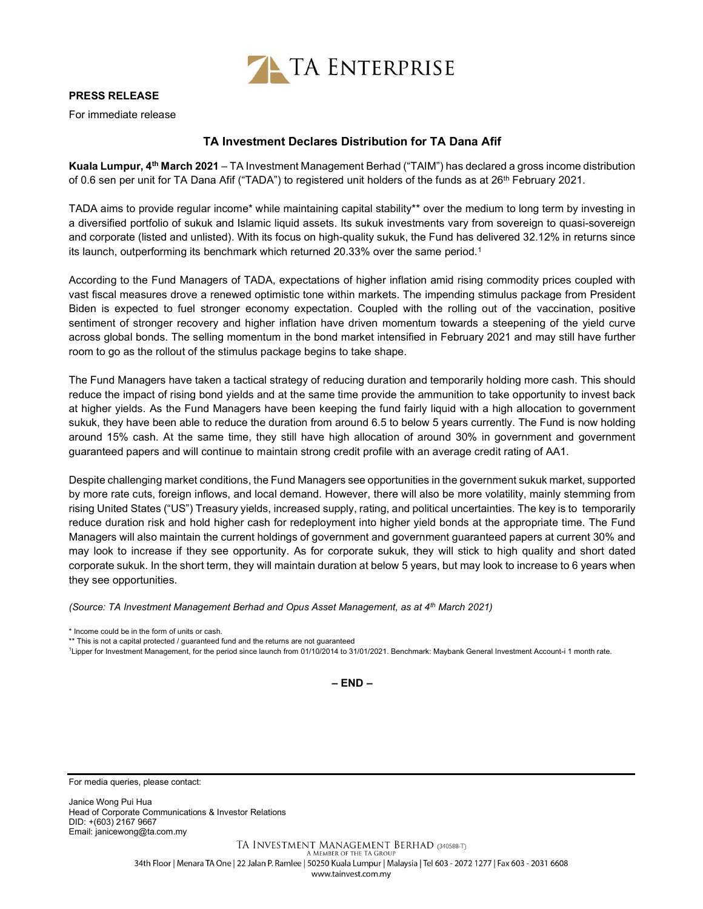TA ENTERPRISE

**PRESS RELEASE**

For immediate release

## TA Investment Declares Distribution for TA Dana Afif

**Kuala Lumpur, 4th March 2021** – TA Investment Management Berhad ("TAIM") has declared a gross income distribution of 0.6 sen per unit for TA Dana Afif ("TADA") to registered unit holders of the funds as at 26th February 2021.

TADA aims to provide regular income* while maintaining capital stability** over the medium to long term by investing in a diversified portfolio of sukuk and Islamic liquid assets. Its sukuk investments vary from sovereign to quasi-sovereign and corporate (listed and unlisted). With its focus on high-quality sukuk, the Fund has delivered 32.12% in returns since its launch, outperforming its benchmark which returned 20.33% over the same period.[1]

According to the Fund Managers of TADA, expectations of higher inflation amid rising commodity prices coupled with vast fiscal measures drove a renewed optimistic tone within markets. The impending stimulus package from President Biden is expected to fuel stronger economy expectation. Coupled with the rolling out of the vaccination, positive sentiment of stronger recovery and higher inflation have driven momentum towards a steepening of the yield curve across global bonds. The selling momentum in the bond market intensified in February 2021 and may still have further room to go as the rollout of the stimulus package begins to take shape.

The Fund Managers have taken a tactical strategy of reducing duration and temporarily holding more cash. This should reduce the impact of rising bond yields and at the same time provide the ammunition to take opportunity to invest back at higher yields. As the Fund Managers have been keeping the fund fairly liquid with a high allocation to government sukuk, they have been able to reduce the duration from around 6.5 to below 5 years currently. The Fund is now holding around 15% cash. At the same time, they still have high allocation of around 30% in government and government guaranteed papers and will continue to maintain strong credit profile with an average credit rating of AA1.

Despite challenging market conditions, the Fund Managers see opportunities in the government sukuk market, supported by more rate cuts, foreign inflows, and local demand. However, there will also be more volatility, mainly stemming from rising United States ("US") Treasury yields, increased supply, rating, and political uncertainties. The key is to temporarily reduce duration risk and hold higher cash for redeployment into higher yield bonds at the appropriate time. The Fund Managers will also maintain the current holdings of government and government guaranteed papers at current 30% and may look to increase if they see opportunity. As for corporate sukuk, they will stick to high quality and short dated corporate sukuk. In the short term, they will maintain duration at below 5 years, but may look to increase to 6 years when they see opportunities.

*(Source: TA Investment Management Berhad and Opus Asset Management, as at 4th March 2021)*

* Income could be in the form of units or cash.

** This is not a capital protected / guaranteed fund and the returns are not guaranteed

[1] Lipper for Investment Management, for the period since launch from 01/10/2014 to 31/01/2021. Benchmark: Maybank General Investment Account-i 1 month rate.

**– END –**

For media queries, please contact:

Janice Wong Pui Hua
Head of Corporate Communications & Investor Relations
DID: +(603) 2167 9667
Email: janicewong@ta.com.my

TA INVESTMENT MANAGEMENT BERHAD (340588-T)
A MEMBER OF THE TA GROUP
34th Floor | Menara TA One | 22 Jalan P. Ramlee | 50250 Kuala Lumpur | Malaysia | Tel 603 - 2072 1277 | Fax 603 - 2031 6608
www.tainvest.com.my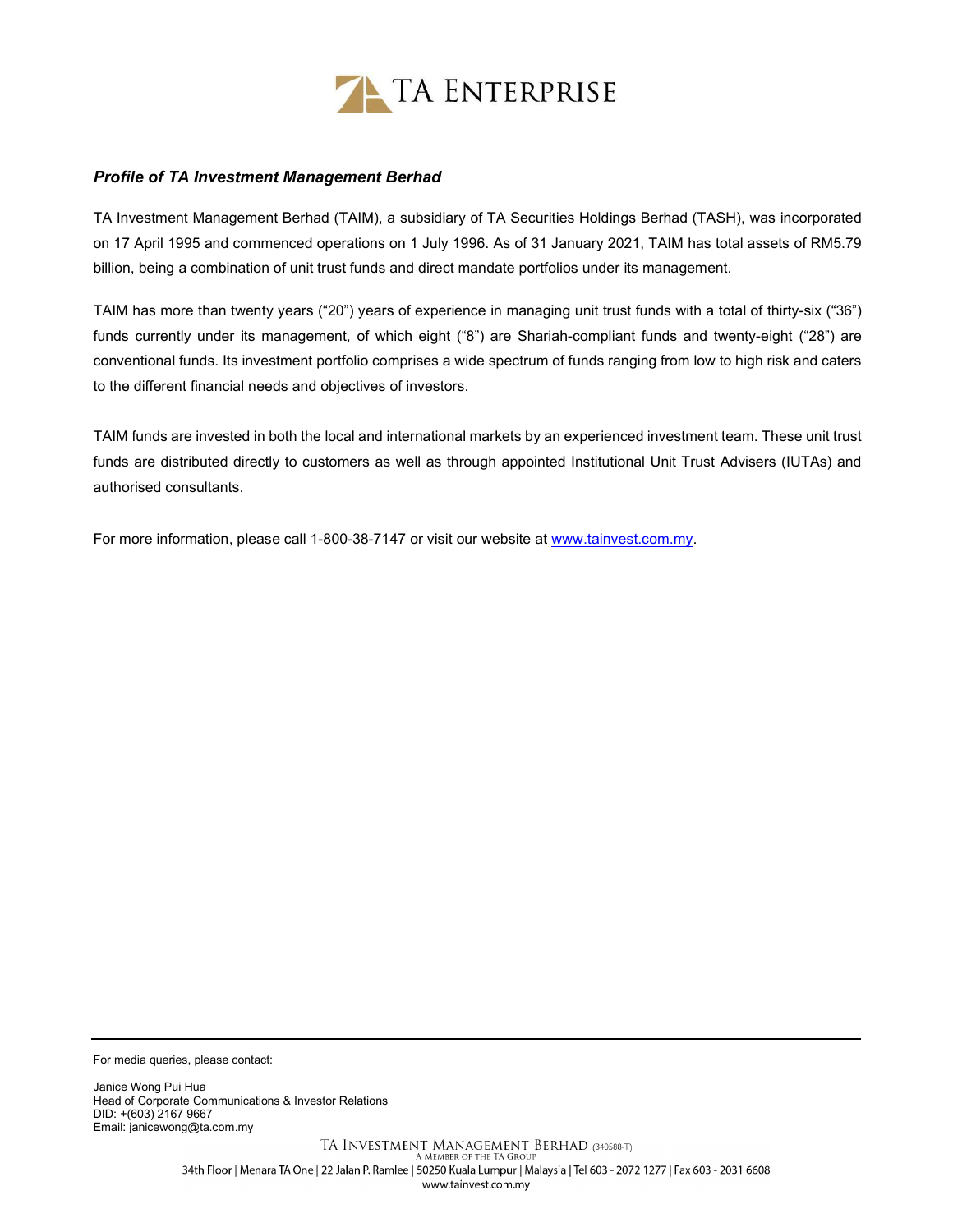### *Profile of TA Investment Management Berhad*

TA Investment Management Berhad (TAIM), a subsidiary of TA Securities Holdings Berhad (TASH), was incorporated on 17 April 1995 and commenced operations on 1 July 1996. As of 31 January 2021, TAIM has total assets of RM5.79 billion, being a combination of unit trust funds and direct mandate portfolios under its management.

TAIM has more than twenty years ("20") years of experience in managing unit trust funds with a total of thirty-six ("36") funds currently under its management, of which eight ("8") are Shariah-compliant funds and twenty-eight ("28") are conventional funds. Its investment portfolio comprises a wide spectrum of funds ranging from low to high risk and caters to the different financial needs and objectives of investors.

TAIM funds are invested in both the local and international markets by an experienced investment team. These unit trust funds are distributed directly to customers as well as through appointed Institutional Unit Trust Advisers (IUTAs) and authorised consultants.

For more information, please call 1-800-38-7147 or visit our website at www.tainvest.com.my.

---

For media queries, please contact:

Janice Wong Pui Hua
Head of Corporate Communications & Investor Relations
DID: +(603) 2167 9667
Email: janicewong@ta.com.my